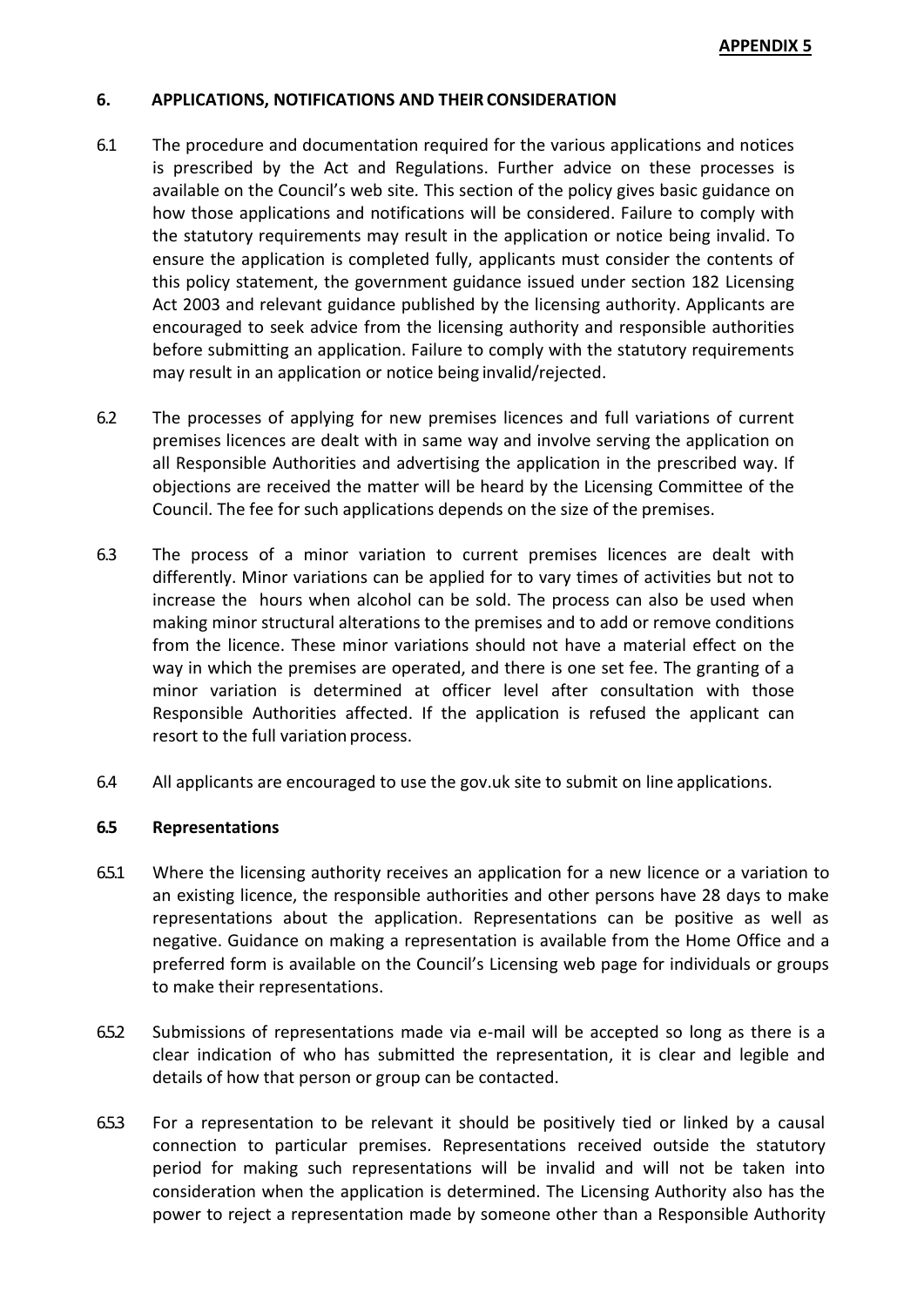**APPENDIX 5**

## 6. APPLICATIONS, NOTIFICATIONS AND THEIR CONSIDERATION

6.1 The procedure and documentation required for the various applications and notices is prescribed by the Act and Regulations. Further advice on these processes is available on the Council's web site. This section of the policy gives basic guidance on how those applications and notifications will be considered. Failure to comply with the statutory requirements may result in the application or notice being invalid. To ensure the application is completed fully, applicants must consider the contents of this policy statement, the government guidance issued under section 182 Licensing Act 2003 and relevant guidance published by the licensing authority. Applicants are encouraged to seek advice from the licensing authority and responsible authorities before submitting an application. Failure to comply with the statutory requirements may result in an application or notice being invalid/rejected.

6.2 The processes of applying for new premises licences and full variations of current premises licences are dealt with in same way and involve serving the application on all Responsible Authorities and advertising the application in the prescribed way. If objections are received the matter will be heard by the Licensing Committee of the Council. The fee for such applications depends on the size of the premises.

6.3 The process of a minor variation to current premises licences are dealt with differently. Minor variations can be applied for to vary times of activities but not to increase the hours when alcohol can be sold. The process can also be used when making minor structural alterations to the premises and to add or remove conditions from the licence. These minor variations should not have a material effect on the way in which the premises are operated, and there is one set fee. The granting of a minor variation is determined at officer level after consultation with those Responsible Authorities affected. If the application is refused the applicant can resort to the full variation process.

6.4 All applicants are encouraged to use the gov.uk site to submit on line applications.

### 6.5 Representations

6.5.1 Where the licensing authority receives an application for a new licence or a variation to an existing licence, the responsible authorities and other persons have 28 days to make representations about the application. Representations can be positive as well as negative. Guidance on making a representation is available from the Home Office and a preferred form is available on the Council's Licensing web page for individuals or groups to make their representations.

6.5.2 Submissions of representations made via e-mail will be accepted so long as there is a clear indication of who has submitted the representation, it is clear and legible and details of how that person or group can be contacted.

6.5.3 For a representation to be relevant it should be positively tied or linked by a causal connection to particular premises. Representations received outside the statutory period for making such representations will be invalid and will not be taken into consideration when the application is determined. The Licensing Authority also has the power to reject a representation made by someone other than a Responsible Authority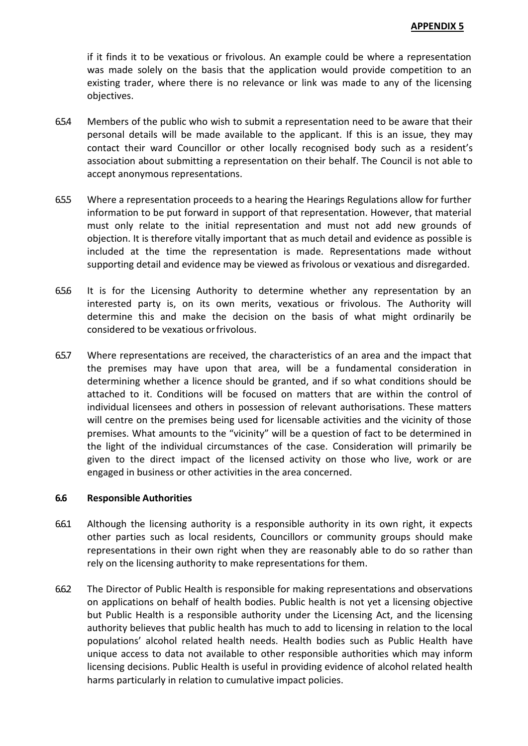if it finds it to be vexatious or frivolous. An example could be where a representation was made solely on the basis that the application would provide competition to an existing trader, where there is no relevance or link was made to any of the licensing objectives.

6.5.4 Members of the public who wish to submit a representation need to be aware that their personal details will be made available to the applicant. If this is an issue, they may contact their ward Councillor or other locally recognised body such as a resident's association about submitting a representation on their behalf. The Council is not able to accept anonymous representations.

6.5.5 Where a representation proceeds to a hearing the Hearings Regulations allow for further information to be put forward in support of that representation. However, that material must only relate to the initial representation and must not add new grounds of objection. It is therefore vitally important that as much detail and evidence as possible is included at the time the representation is made. Representations made without supporting detail and evidence may be viewed as frivolous or vexatious and disregarded.

6.5.6 It is for the Licensing Authority to determine whether any representation by an interested party is, on its own merits, vexatious or frivolous. The Authority will determine this and make the decision on the basis of what might ordinarily be considered to be vexatious or frivolous.

6.5.7 Where representations are received, the characteristics of an area and the impact that the premises may have upon that area, will be a fundamental consideration in determining whether a licence should be granted, and if so what conditions should be attached to it. Conditions will be focused on matters that are within the control of individual licensees and others in possession of relevant authorisations. These matters will centre on the premises being used for licensable activities and the vicinity of those premises. What amounts to the "vicinity" will be a question of fact to be determined in the light of the individual circumstances of the case. Consideration will primarily be given to the direct impact of the licensed activity on those who live, work or are engaged in business or other activities in the area concerned.

### 6.6 Responsible Authorities

6.6.1 Although the licensing authority is a responsible authority in its own right, it expects other parties such as local residents, Councillors or community groups should make representations in their own right when they are reasonably able to do so rather than rely on the licensing authority to make representations for them.

6.6.2 The Director of Public Health is responsible for making representations and observations on applications on behalf of health bodies. Public health is not yet a licensing objective but Public Health is a responsible authority under the Licensing Act, and the licensing authority believes that public health has much to add to licensing in relation to the local populations' alcohol related health needs. Health bodies such as Public Health have unique access to data not available to other responsible authorities which may inform licensing decisions. Public Health is useful in providing evidence of alcohol related health harms particularly in relation to cumulative impact policies.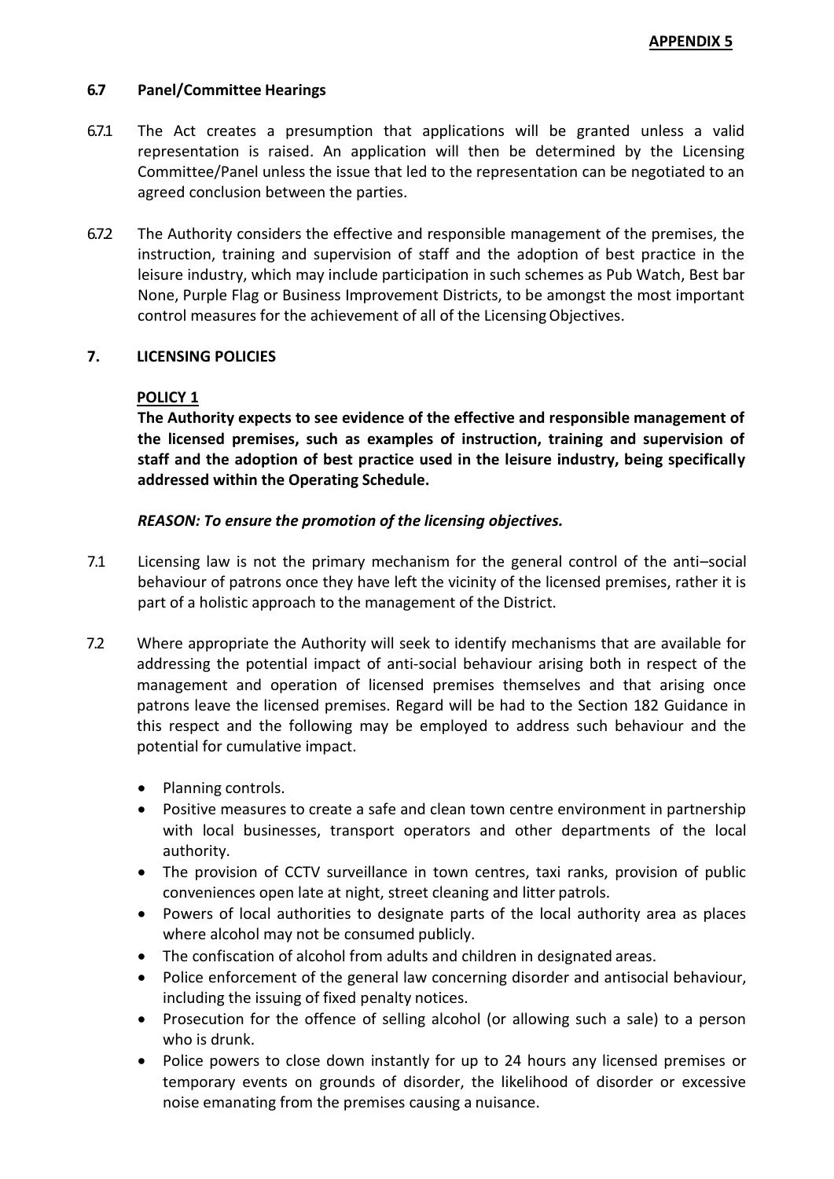**APPENDIX 5**

### 6.7 Panel/Committee Hearings

6.7.1 The Act creates a presumption that applications will be granted unless a valid representation is raised. An application will then be determined by the Licensing Committee/Panel unless the issue that led to the representation can be negotiated to an agreed conclusion between the parties.

6.7.2 The Authority considers the effective and responsible management of the premises, the instruction, training and supervision of staff and the adoption of best practice in the leisure industry, which may include participation in such schemes as Pub Watch, Best bar None, Purple Flag or Business Improvement Districts, to be amongst the most important control measures for the achievement of all of the Licensing Objectives.

## 7. LICENSING POLICIES

**POLICY 1**

**The Authority expects to see evidence of the effective and responsible management of the licensed premises, such as examples of instruction, training and supervision of staff and the adoption of best practice used in the leisure industry, being specifically addressed within the Operating Schedule.**

***REASON: To ensure the promotion of the licensing objectives.***

7.1 Licensing law is not the primary mechanism for the general control of the anti–social behaviour of patrons once they have left the vicinity of the licensed premises, rather it is part of a holistic approach to the management of the District.

7.2 Where appropriate the Authority will seek to identify mechanisms that are available for addressing the potential impact of anti-social behaviour arising both in respect of the management and operation of licensed premises themselves and that arising once patrons leave the licensed premises. Regard will be had to the Section 182 Guidance in this respect and the following may be employed to address such behaviour and the potential for cumulative impact.

- Planning controls.
- Positive measures to create a safe and clean town centre environment in partnership with local businesses, transport operators and other departments of the local authority.
- The provision of CCTV surveillance in town centres, taxi ranks, provision of public conveniences open late at night, street cleaning and litter patrols.
- Powers of local authorities to designate parts of the local authority area as places where alcohol may not be consumed publicly.
- The confiscation of alcohol from adults and children in designated areas.
- Police enforcement of the general law concerning disorder and antisocial behaviour, including the issuing of fixed penalty notices.
- Prosecution for the offence of selling alcohol (or allowing such a sale) to a person who is drunk.
- Police powers to close down instantly for up to 24 hours any licensed premises or temporary events on grounds of disorder, the likelihood of disorder or excessive noise emanating from the premises causing a nuisance.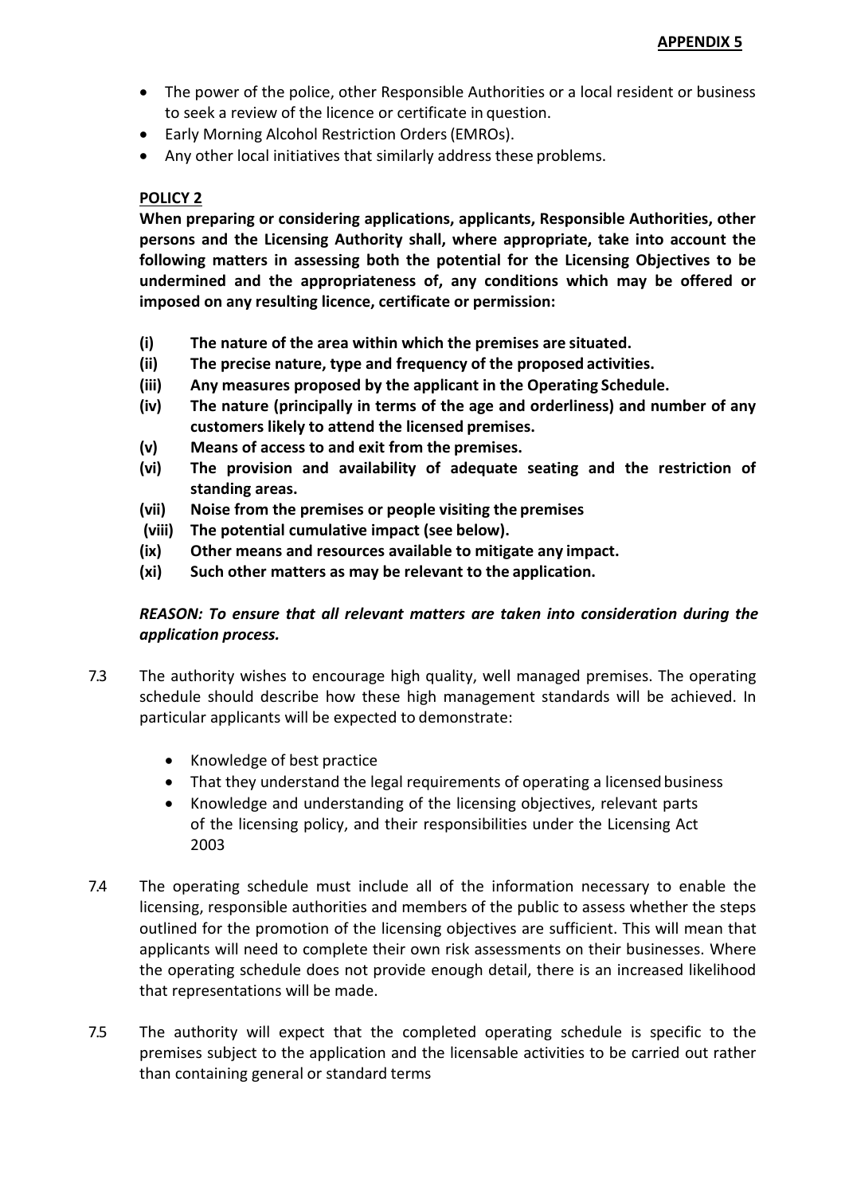- The power of the police, other Responsible Authorities or a local resident or business to seek a review of the licence or certificate in question.
- Early Morning Alcohol Restriction Orders (EMROs).
- Any other local initiatives that similarly address these problems.

**POLICY 2**

**When preparing or considering applications, applicants, Responsible Authorities, other persons and the Licensing Authority shall, where appropriate, take into account the following matters in assessing both the potential for the Licensing Objectives to be undermined and the appropriateness of, any conditions which may be offered or imposed on any resulting licence, certificate or permission:**

- **(i) The nature of the area within which the premises are situated.**
- **(ii) The precise nature, type and frequency of the proposed activities.**
- **(iii) Any measures proposed by the applicant in the Operating Schedule.**
- **(iv) The nature (principally in terms of the age and orderliness) and number of any customers likely to attend the licensed premises.**
- **(v) Means of access to and exit from the premises.**
- **(vi) The provision and availability of adequate seating and the restriction of standing areas.**
- **(vii) Noise from the premises or people visiting the premises**
- **(viii) The potential cumulative impact (see below).**
- **(ix) Other means and resources available to mitigate any impact.**
- **(xi) Such other matters as may be relevant to the application.**

***REASON: To ensure that all relevant matters are taken into consideration during the application process.***

7.3 The authority wishes to encourage high quality, well managed premises. The operating schedule should describe how these high management standards will be achieved. In particular applicants will be expected to demonstrate:

- Knowledge of best practice
- That they understand the legal requirements of operating a licensed business
- Knowledge and understanding of the licensing objectives, relevant parts of the licensing policy, and their responsibilities under the Licensing Act 2003

7.4 The operating schedule must include all of the information necessary to enable the licensing, responsible authorities and members of the public to assess whether the steps outlined for the promotion of the licensing objectives are sufficient. This will mean that applicants will need to complete their own risk assessments on their businesses. Where the operating schedule does not provide enough detail, there is an increased likelihood that representations will be made.

7.5 The authority will expect that the completed operating schedule is specific to the premises subject to the application and the licensable activities to be carried out rather than containing general or standard terms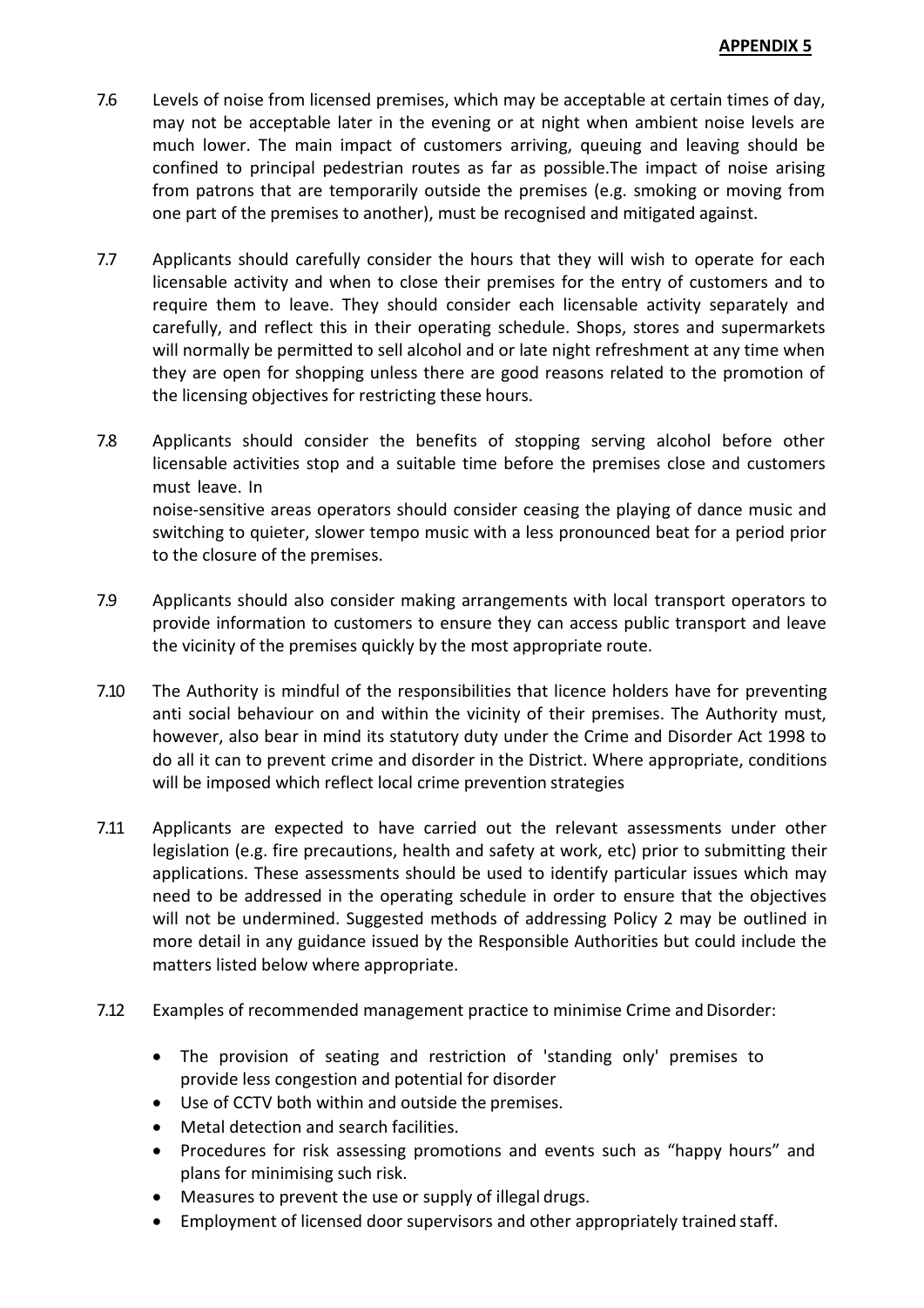**APPENDIX 5**

7.6 Levels of noise from licensed premises, which may be acceptable at certain times of day, may not be acceptable later in the evening or at night when ambient noise levels are much lower. The main impact of customers arriving, queuing and leaving should be confined to principal pedestrian routes as far as possible.The impact of noise arising from patrons that are temporarily outside the premises (e.g. smoking or moving from one part of the premises to another), must be recognised and mitigated against.

7.7 Applicants should carefully consider the hours that they will wish to operate for each licensable activity and when to close their premises for the entry of customers and to require them to leave. They should consider each licensable activity separately and carefully, and reflect this in their operating schedule. Shops, stores and supermarkets will normally be permitted to sell alcohol and or late night refreshment at any time when they are open for shopping unless there are good reasons related to the promotion of the licensing objectives for restricting these hours.

7.8 Applicants should consider the benefits of stopping serving alcohol before other licensable activities stop and a suitable time before the premises close and customers must leave. In noise-sensitive areas operators should consider ceasing the playing of dance music and switching to quieter, slower tempo music with a less pronounced beat for a period prior to the closure of the premises.

7.9 Applicants should also consider making arrangements with local transport operators to provide information to customers to ensure they can access public transport and leave the vicinity of the premises quickly by the most appropriate route.

7.10 The Authority is mindful of the responsibilities that licence holders have for preventing anti social behaviour on and within the vicinity of their premises. The Authority must, however, also bear in mind its statutory duty under the Crime and Disorder Act 1998 to do all it can to prevent crime and disorder in the District. Where appropriate, conditions will be imposed which reflect local crime prevention strategies

7.11 Applicants are expected to have carried out the relevant assessments under other legislation (e.g. fire precautions, health and safety at work, etc) prior to submitting their applications. These assessments should be used to identify particular issues which may need to be addressed in the operating schedule in order to ensure that the objectives will not be undermined. Suggested methods of addressing Policy 2 may be outlined in more detail in any guidance issued by the Responsible Authorities but could include the matters listed below where appropriate.

7.12 Examples of recommended management practice to minimise Crime and Disorder:

- The provision of seating and restriction of 'standing only' premises to provide less congestion and potential for disorder
- Use of CCTV both within and outside the premises.
- Metal detection and search facilities.
- Procedures for risk assessing promotions and events such as "happy hours" and plans for minimising such risk.
- Measures to prevent the use or supply of illegal drugs.
- Employment of licensed door supervisors and other appropriately trained staff.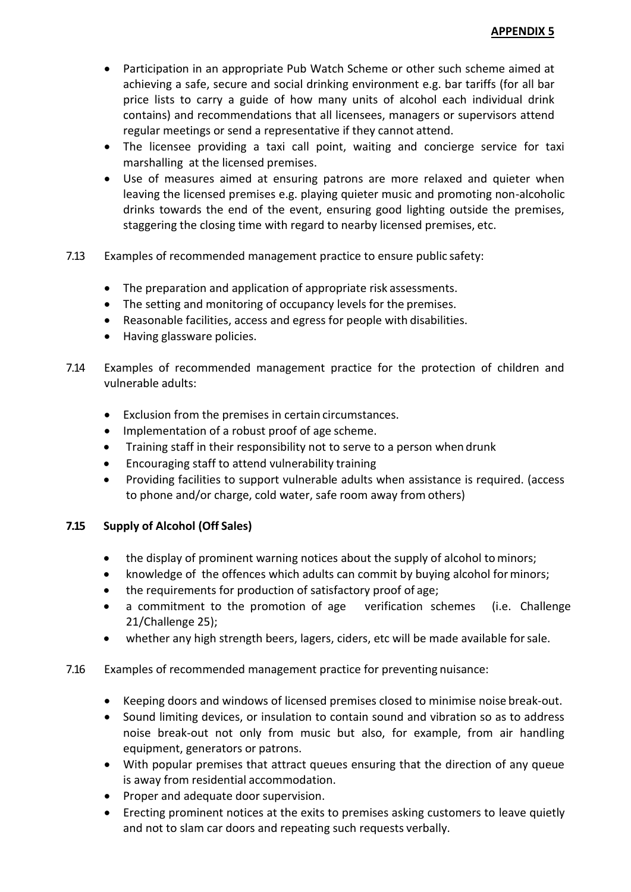**APPENDIX 5**

- Participation in an appropriate Pub Watch Scheme or other such scheme aimed at achieving a safe, secure and social drinking environment e.g. bar tariffs (for all bar price lists to carry a guide of how many units of alcohol each individual drink contains) and recommendations that all licensees, managers or supervisors attend regular meetings or send a representative if they cannot attend.
- The licensee providing a taxi call point, waiting and concierge service for taxi marshalling at the licensed premises.
- Use of measures aimed at ensuring patrons are more relaxed and quieter when leaving the licensed premises e.g. playing quieter music and promoting non-alcoholic drinks towards the end of the event, ensuring good lighting outside the premises, staggering the closing time with regard to nearby licensed premises, etc.

7.13 Examples of recommended management practice to ensure public safety:

- The preparation and application of appropriate risk assessments.
- The setting and monitoring of occupancy levels for the premises.
- Reasonable facilities, access and egress for people with disabilities.
- Having glassware policies.

7.14 Examples of recommended management practice for the protection of children and vulnerable adults:

- Exclusion from the premises in certain circumstances.
- Implementation of a robust proof of age scheme.
- Training staff in their responsibility not to serve to a person when drunk
- Encouraging staff to attend vulnerability training
- Providing facilities to support vulnerable adults when assistance is required. (access to phone and/or charge, cold water, safe room away from others)

**7.15 Supply of Alcohol (Off Sales)**

- the display of prominent warning notices about the supply of alcohol to minors;
- knowledge of the offences which adults can commit by buying alcohol for minors;
- the requirements for production of satisfactory proof of age;
- a commitment to the promotion of age verification schemes (i.e. Challenge 21/Challenge 25);
- whether any high strength beers, lagers, ciders, etc will be made available for sale.

7.16 Examples of recommended management practice for preventing nuisance:

- Keeping doors and windows of licensed premises closed to minimise noise break-out.
- Sound limiting devices, or insulation to contain sound and vibration so as to address noise break-out not only from music but also, for example, from air handling equipment, generators or patrons.
- With popular premises that attract queues ensuring that the direction of any queue is away from residential accommodation.
- Proper and adequate door supervision.
- Erecting prominent notices at the exits to premises asking customers to leave quietly and not to slam car doors and repeating such requests verbally.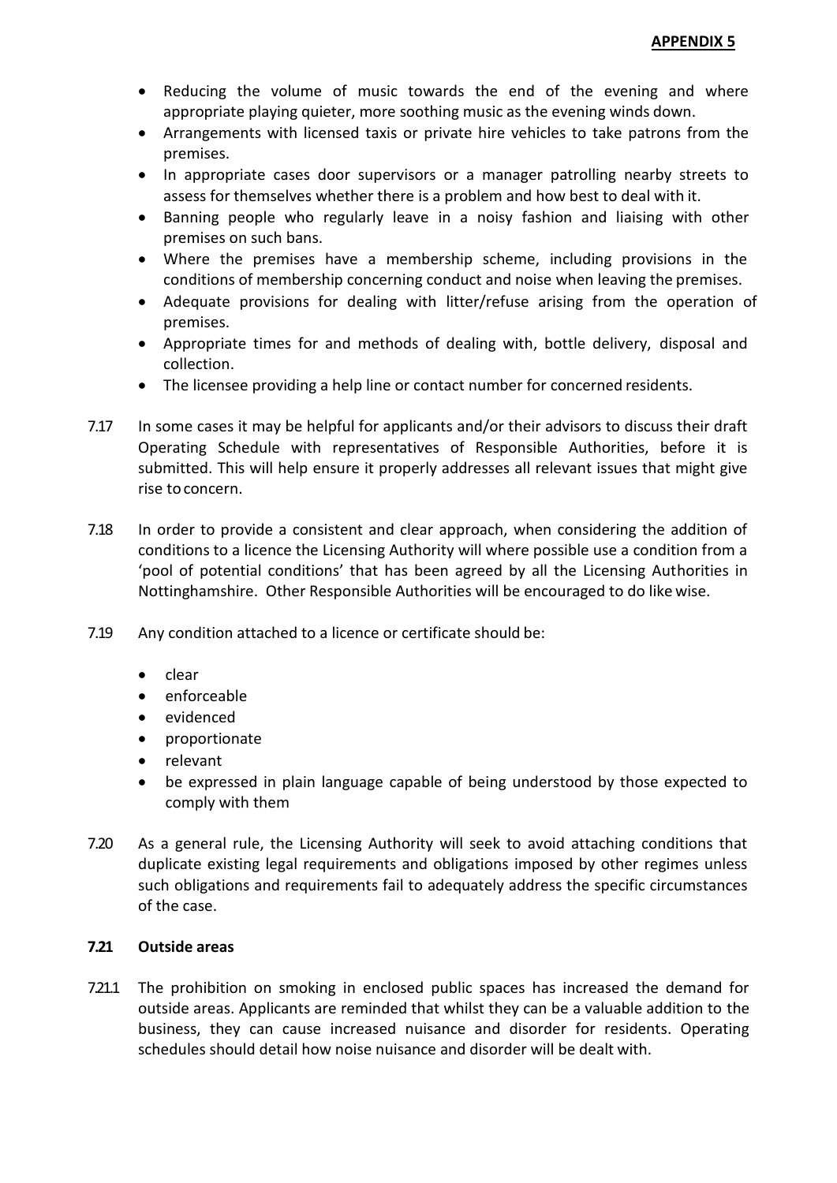- Reducing the volume of music towards the end of the evening and where appropriate playing quieter, more soothing music as the evening winds down.
- Arrangements with licensed taxis or private hire vehicles to take patrons from the premises.
- In appropriate cases door supervisors or a manager patrolling nearby streets to assess for themselves whether there is a problem and how best to deal with it.
- Banning people who regularly leave in a noisy fashion and liaising with other premises on such bans.
- Where the premises have a membership scheme, including provisions in the conditions of membership concerning conduct and noise when leaving the premises.
- Adequate provisions for dealing with litter/refuse arising from the operation of premises.
- Appropriate times for and methods of dealing with, bottle delivery, disposal and collection.
- The licensee providing a help line or contact number for concerned residents.

7.17 In some cases it may be helpful for applicants and/or their advisors to discuss their draft Operating Schedule with representatives of Responsible Authorities, before it is submitted. This will help ensure it properly addresses all relevant issues that might give rise to concern.

7.18 In order to provide a consistent and clear approach, when considering the addition of conditions to a licence the Licensing Authority will where possible use a condition from a 'pool of potential conditions' that has been agreed by all the Licensing Authorities in Nottinghamshire. Other Responsible Authorities will be encouraged to do like wise.

7.19 Any condition attached to a licence or certificate should be:

- clear
- enforceable
- evidenced
- proportionate
- relevant
- be expressed in plain language capable of being understood by those expected to comply with them

7.20 As a general rule, the Licensing Authority will seek to avoid attaching conditions that duplicate existing legal requirements and obligations imposed by other regimes unless such obligations and requirements fail to adequately address the specific circumstances of the case.

**7.21 Outside areas**

7.21.1 The prohibition on smoking in enclosed public spaces has increased the demand for outside areas. Applicants are reminded that whilst they can be a valuable addition to the business, they can cause increased nuisance and disorder for residents. Operating schedules should detail how noise nuisance and disorder will be dealt with.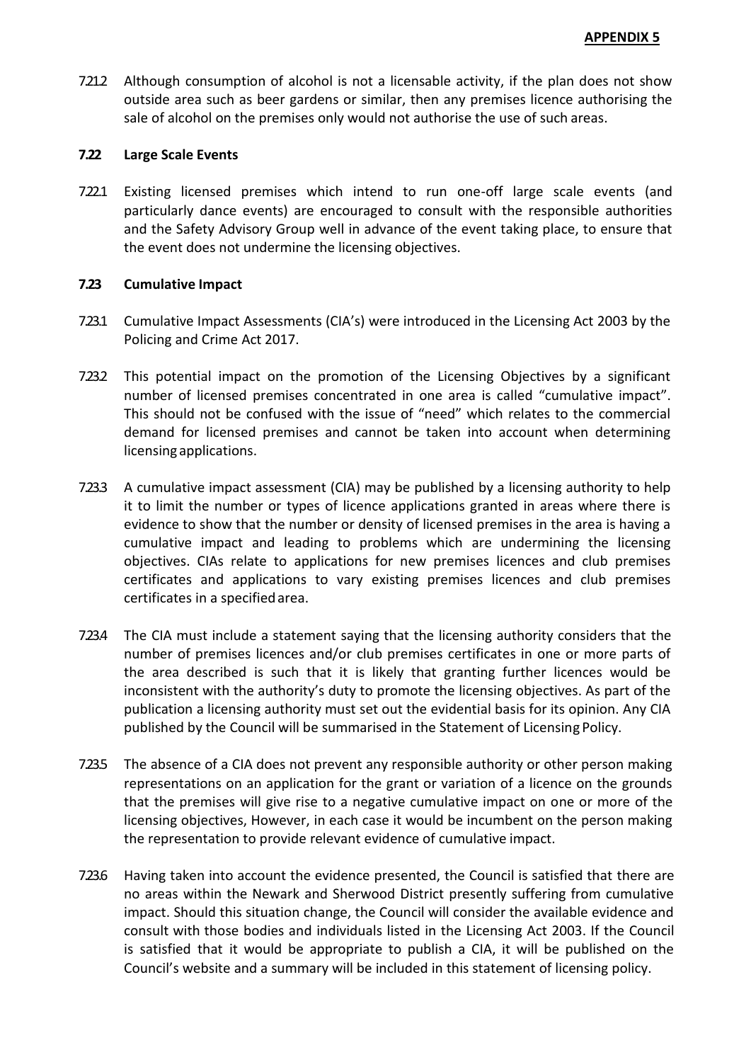7.21.2 Although consumption of alcohol is not a licensable activity, if the plan does not show outside area such as beer gardens or similar, then any premises licence authorising the sale of alcohol on the premises only would not authorise the use of such areas.

### 7.22 Large Scale Events

7.22.1 Existing licensed premises which intend to run one-off large scale events (and particularly dance events) are encouraged to consult with the responsible authorities and the Safety Advisory Group well in advance of the event taking place, to ensure that the event does not undermine the licensing objectives.

### 7.23 Cumulative Impact

7.23.1 Cumulative Impact Assessments (CIA's) were introduced in the Licensing Act 2003 by the Policing and Crime Act 2017.

7.23.2 This potential impact on the promotion of the Licensing Objectives by a significant number of licensed premises concentrated in one area is called "cumulative impact". This should not be confused with the issue of "need" which relates to the commercial demand for licensed premises and cannot be taken into account when determining licensing applications.

7.23.3 A cumulative impact assessment (CIA) may be published by a licensing authority to help it to limit the number or types of licence applications granted in areas where there is evidence to show that the number or density of licensed premises in the area is having a cumulative impact and leading to problems which are undermining the licensing objectives. CIAs relate to applications for new premises licences and club premises certificates and applications to vary existing premises licences and club premises certificates in a specified area.

7.23.4 The CIA must include a statement saying that the licensing authority considers that the number of premises licences and/or club premises certificates in one or more parts of the area described is such that it is likely that granting further licences would be inconsistent with the authority's duty to promote the licensing objectives. As part of the publication a licensing authority must set out the evidential basis for its opinion. Any CIA published by the Council will be summarised in the Statement of Licensing Policy.

7.23.5 The absence of a CIA does not prevent any responsible authority or other person making representations on an application for the grant or variation of a licence on the grounds that the premises will give rise to a negative cumulative impact on one or more of the licensing objectives, However, in each case it would be incumbent on the person making the representation to provide relevant evidence of cumulative impact.

7.23.6 Having taken into account the evidence presented, the Council is satisfied that there are no areas within the Newark and Sherwood District presently suffering from cumulative impact. Should this situation change, the Council will consider the available evidence and consult with those bodies and individuals listed in the Licensing Act 2003. If the Council is satisfied that it would be appropriate to publish a CIA, it will be published on the Council's website and a summary will be included in this statement of licensing policy.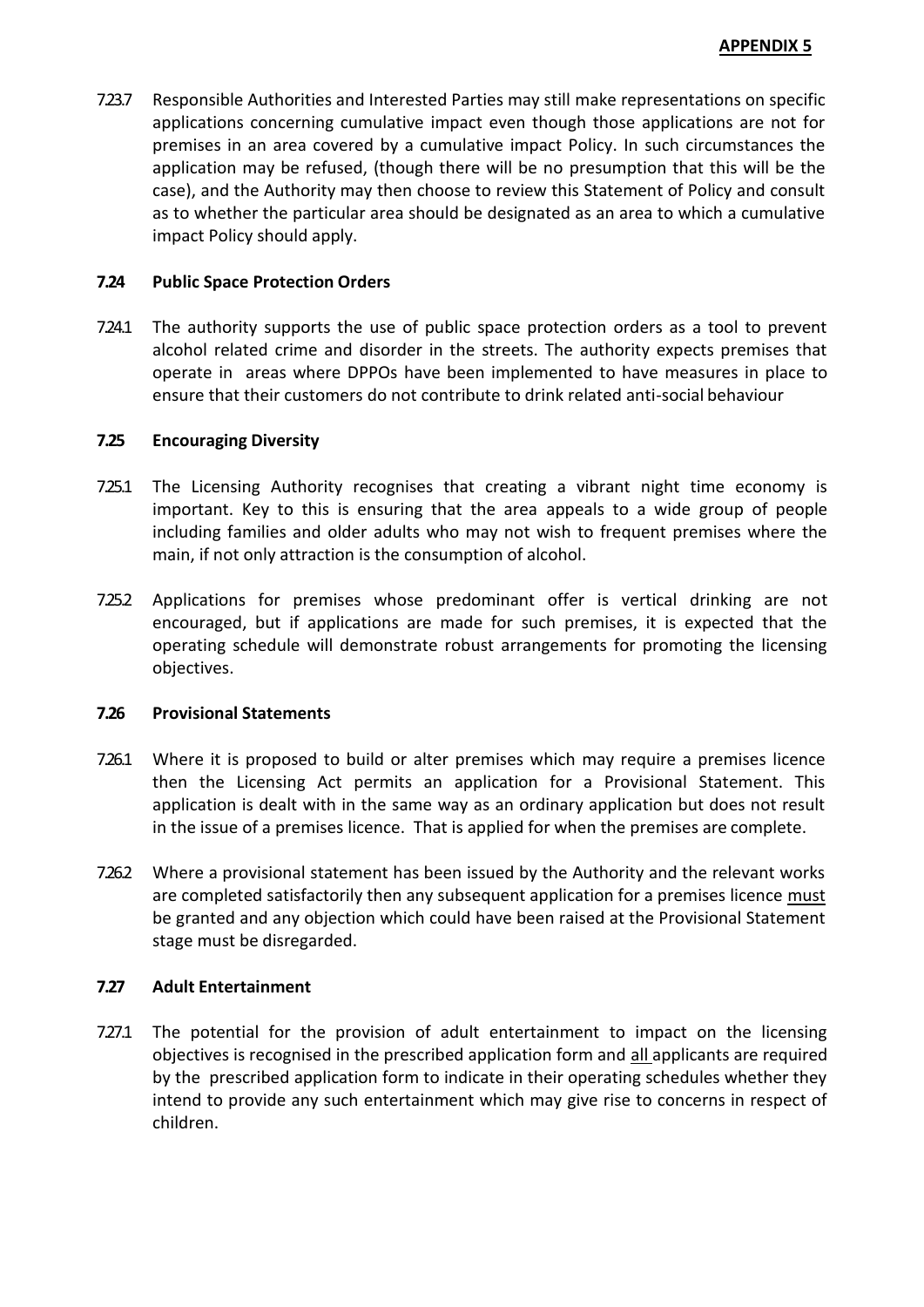7.23.7 Responsible Authorities and Interested Parties may still make representations on specific applications concerning cumulative impact even though those applications are not for premises in an area covered by a cumulative impact Policy. In such circumstances the application may be refused, (though there will be no presumption that this will be the case), and the Authority may then choose to review this Statement of Policy and consult as to whether the particular area should be designated as an area to which a cumulative impact Policy should apply.

### 7.24 Public Space Protection Orders

7.24.1 The authority supports the use of public space protection orders as a tool to prevent alcohol related crime and disorder in the streets. The authority expects premises that operate in areas where DPPOs have been implemented to have measures in place to ensure that their customers do not contribute to drink related anti-social behaviour

### 7.25 Encouraging Diversity

7.25.1 The Licensing Authority recognises that creating a vibrant night time economy is important. Key to this is ensuring that the area appeals to a wide group of people including families and older adults who may not wish to frequent premises where the main, if not only attraction is the consumption of alcohol.

7.25.2 Applications for premises whose predominant offer is vertical drinking are not encouraged, but if applications are made for such premises, it is expected that the operating schedule will demonstrate robust arrangements for promoting the licensing objectives.

### 7.26 Provisional Statements

7.26.1 Where it is proposed to build or alter premises which may require a premises licence then the Licensing Act permits an application for a Provisional Statement. This application is dealt with in the same way as an ordinary application but does not result in the issue of a premises licence. That is applied for when the premises are complete.

7.26.2 Where a provisional statement has been issued by the Authority and the relevant works are completed satisfactorily then any subsequent application for a premises licence must be granted and any objection which could have been raised at the Provisional Statement stage must be disregarded.

### 7.27 Adult Entertainment

7.27.1 The potential for the provision of adult entertainment to impact on the licensing objectives is recognised in the prescribed application form and all applicants are required by the prescribed application form to indicate in their operating schedules whether they intend to provide any such entertainment which may give rise to concerns in respect of children.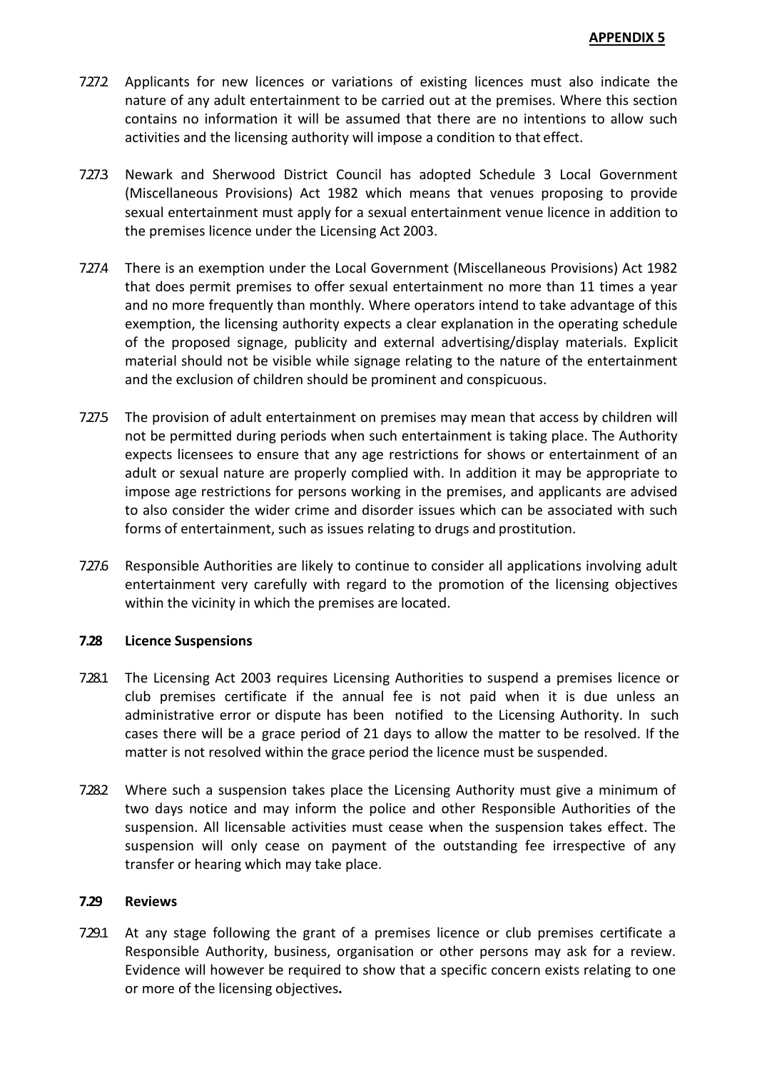7.27.2 Applicants for new licences or variations of existing licences must also indicate the nature of any adult entertainment to be carried out at the premises. Where this section contains no information it will be assumed that there are no intentions to allow such activities and the licensing authority will impose a condition to that effect.

7.27.3 Newark and Sherwood District Council has adopted Schedule 3 Local Government (Miscellaneous Provisions) Act 1982 which means that venues proposing to provide sexual entertainment must apply for a sexual entertainment venue licence in addition to the premises licence under the Licensing Act 2003.

7.27.4 There is an exemption under the Local Government (Miscellaneous Provisions) Act 1982 that does permit premises to offer sexual entertainment no more than 11 times a year and no more frequently than monthly. Where operators intend to take advantage of this exemption, the licensing authority expects a clear explanation in the operating schedule of the proposed signage, publicity and external advertising/display materials. Explicit material should not be visible while signage relating to the nature of the entertainment and the exclusion of children should be prominent and conspicuous.

7.27.5 The provision of adult entertainment on premises may mean that access by children will not be permitted during periods when such entertainment is taking place. The Authority expects licensees to ensure that any age restrictions for shows or entertainment of an adult or sexual nature are properly complied with. In addition it may be appropriate to impose age restrictions for persons working in the premises, and applicants are advised to also consider the wider crime and disorder issues which can be associated with such forms of entertainment, such as issues relating to drugs and prostitution.

7.27.6 Responsible Authorities are likely to continue to consider all applications involving adult entertainment very carefully with regard to the promotion of the licensing objectives within the vicinity in which the premises are located.

### 7.28 Licence Suspensions

7.28.1 The Licensing Act 2003 requires Licensing Authorities to suspend a premises licence or club premises certificate if the annual fee is not paid when it is due unless an administrative error or dispute has been notified to the Licensing Authority. In such cases there will be a grace period of 21 days to allow the matter to be resolved. If the matter is not resolved within the grace period the licence must be suspended.

7.28.2 Where such a suspension takes place the Licensing Authority must give a minimum of two days notice and may inform the police and other Responsible Authorities of the suspension. All licensable activities must cease when the suspension takes effect. The suspension will only cease on payment of the outstanding fee irrespective of any transfer or hearing which may take place.

### 7.29 Reviews

7.29.1 At any stage following the grant of a premises licence or club premises certificate a Responsible Authority, business, organisation or other persons may ask for a review. Evidence will however be required to show that a specific concern exists relating to one or more of the licensing objectives**.**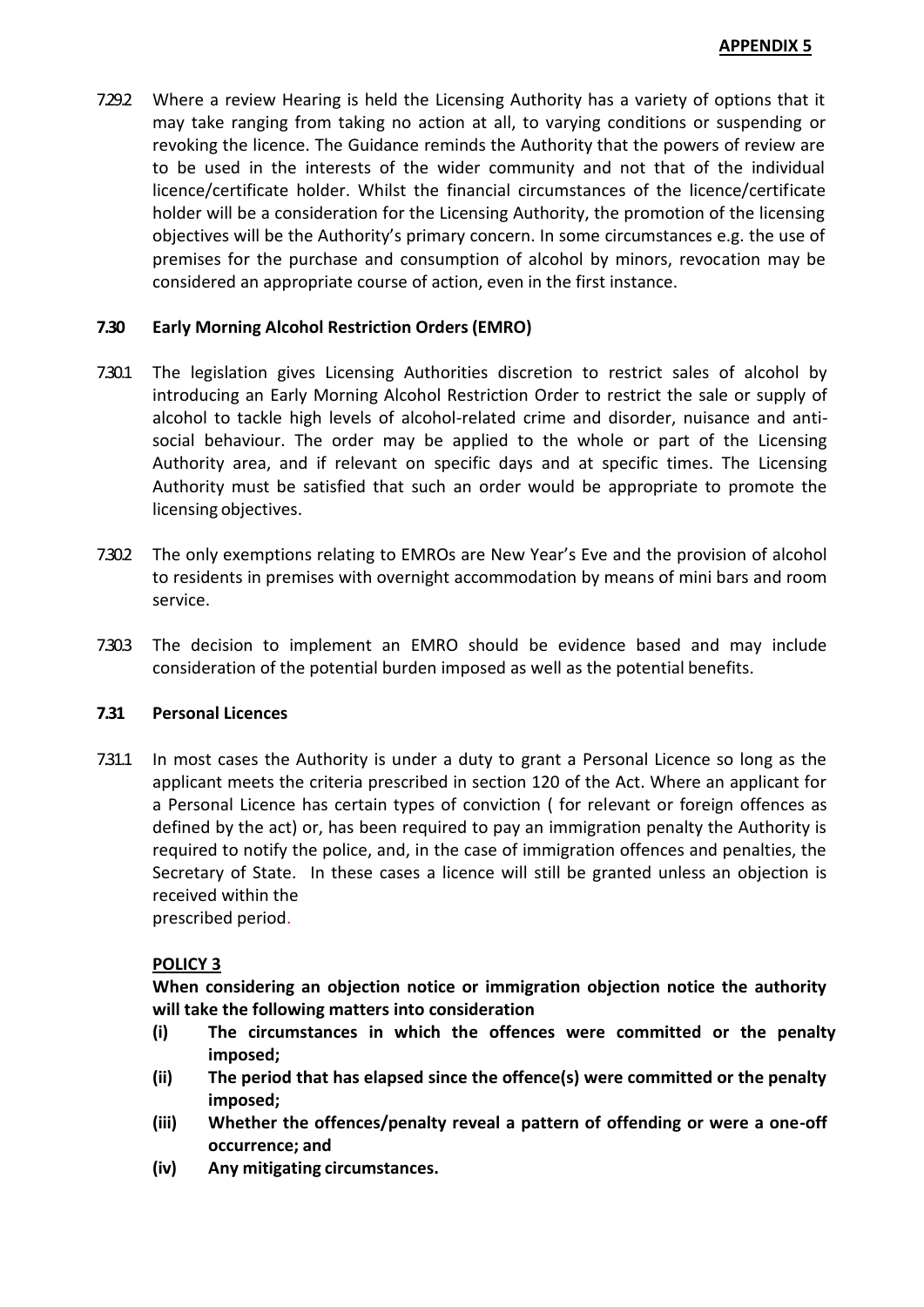**APPENDIX 5**

7.29.2 Where a review Hearing is held the Licensing Authority has a variety of options that it may take ranging from taking no action at all, to varying conditions or suspending or revoking the licence. The Guidance reminds the Authority that the powers of review are to be used in the interests of the wider community and not that of the individual licence/certificate holder. Whilst the financial circumstances of the licence/certificate holder will be a consideration for the Licensing Authority, the promotion of the licensing objectives will be the Authority's primary concern. In some circumstances e.g. the use of premises for the purchase and consumption of alcohol by minors, revocation may be considered an appropriate course of action, even in the first instance.

**7.30 Early Morning Alcohol Restriction Orders (EMRO)**

7.30.1 The legislation gives Licensing Authorities discretion to restrict sales of alcohol by introducing an Early Morning Alcohol Restriction Order to restrict the sale or supply of alcohol to tackle high levels of alcohol-related crime and disorder, nuisance and anti-social behaviour. The order may be applied to the whole or part of the Licensing Authority area, and if relevant on specific days and at specific times. The Licensing Authority must be satisfied that such an order would be appropriate to promote the licensing objectives.

7.30.2 The only exemptions relating to EMROs are New Year's Eve and the provision of alcohol to residents in premises with overnight accommodation by means of mini bars and room service.

7.30.3 The decision to implement an EMRO should be evidence based and may include consideration of the potential burden imposed as well as the potential benefits.

**7.31 Personal Licences**

7.31.1 In most cases the Authority is under a duty to grant a Personal Licence so long as the applicant meets the criteria prescribed in section 120 of the Act. Where an applicant for a Personal Licence has certain types of conviction ( for relevant or foreign offences as defined by the act) or, has been required to pay an immigration penalty the Authority is required to notify the police, and, in the case of immigration offences and penalties, the Secretary of State. In these cases a licence will still be granted unless an objection is received within the prescribed period.

**POLICY 3**

**When considering an objection notice or immigration objection notice the authority will take the following matters into consideration**

- **(i) The circumstances in which the offences were committed or the penalty imposed;**
- **(ii) The period that has elapsed since the offence(s) were committed or the penalty imposed;**
- **(iii) Whether the offences/penalty reveal a pattern of offending or were a one-off occurrence; and**
- **(iv) Any mitigating circumstances.**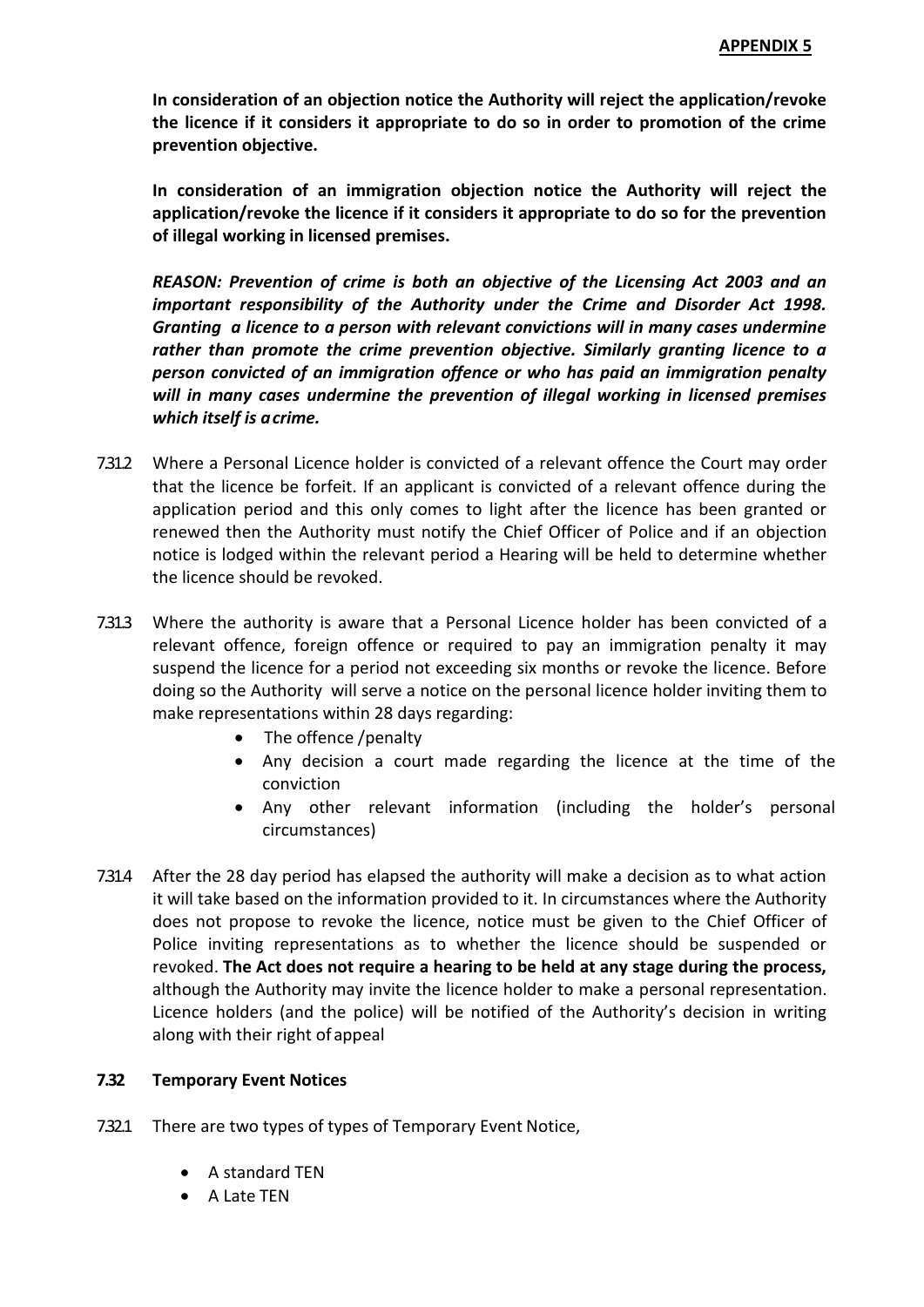**APPENDIX 5**

**In consideration of an objection notice the Authority will reject the application/revoke the licence if it considers it appropriate to do so in order to promotion of the crime prevention objective.**

**In consideration of an immigration objection notice the Authority will reject the application/revoke the licence if it considers it appropriate to do so for the prevention of illegal working in licensed premises.**

***REASON: Prevention of crime is both an objective of the Licensing Act 2003 and an important responsibility of the Authority under the Crime and Disorder Act 1998. Granting a licence to a person with relevant convictions will in many cases undermine rather than promote the crime prevention objective. Similarly granting licence to a person convicted of an immigration offence or who has paid an immigration penalty will in many cases undermine the prevention of illegal working in licensed premises which itself is a crime.***

7.31.2 Where a Personal Licence holder is convicted of a relevant offence the Court may order that the licence be forfeit. If an applicant is convicted of a relevant offence during the application period and this only comes to light after the licence has been granted or renewed then the Authority must notify the Chief Officer of Police and if an objection notice is lodged within the relevant period a Hearing will be held to determine whether the licence should be revoked.

7.31.3 Where the authority is aware that a Personal Licence holder has been convicted of a relevant offence, foreign offence or required to pay an immigration penalty it may suspend the licence for a period not exceeding six months or revoke the licence. Before doing so the Authority will serve a notice on the personal licence holder inviting them to make representations within 28 days regarding:

- The offence /penalty
- Any decision a court made regarding the licence at the time of the conviction
- Any other relevant information (including the holder's personal circumstances)

7.31.4 After the 28 day period has elapsed the authority will make a decision as to what action it will take based on the information provided to it. In circumstances where the Authority does not propose to revoke the licence, notice must be given to the Chief Officer of Police inviting representations as to whether the licence should be suspended or revoked. **The Act does not require a hearing to be held at any stage during the process,** although the Authority may invite the licence holder to make a personal representation. Licence holders (and the police) will be notified of the Authority's decision in writing along with their right of appeal

**7.32 Temporary Event Notices**

7.32.1 There are two types of types of Temporary Event Notice,

- A standard TEN
- A Late TEN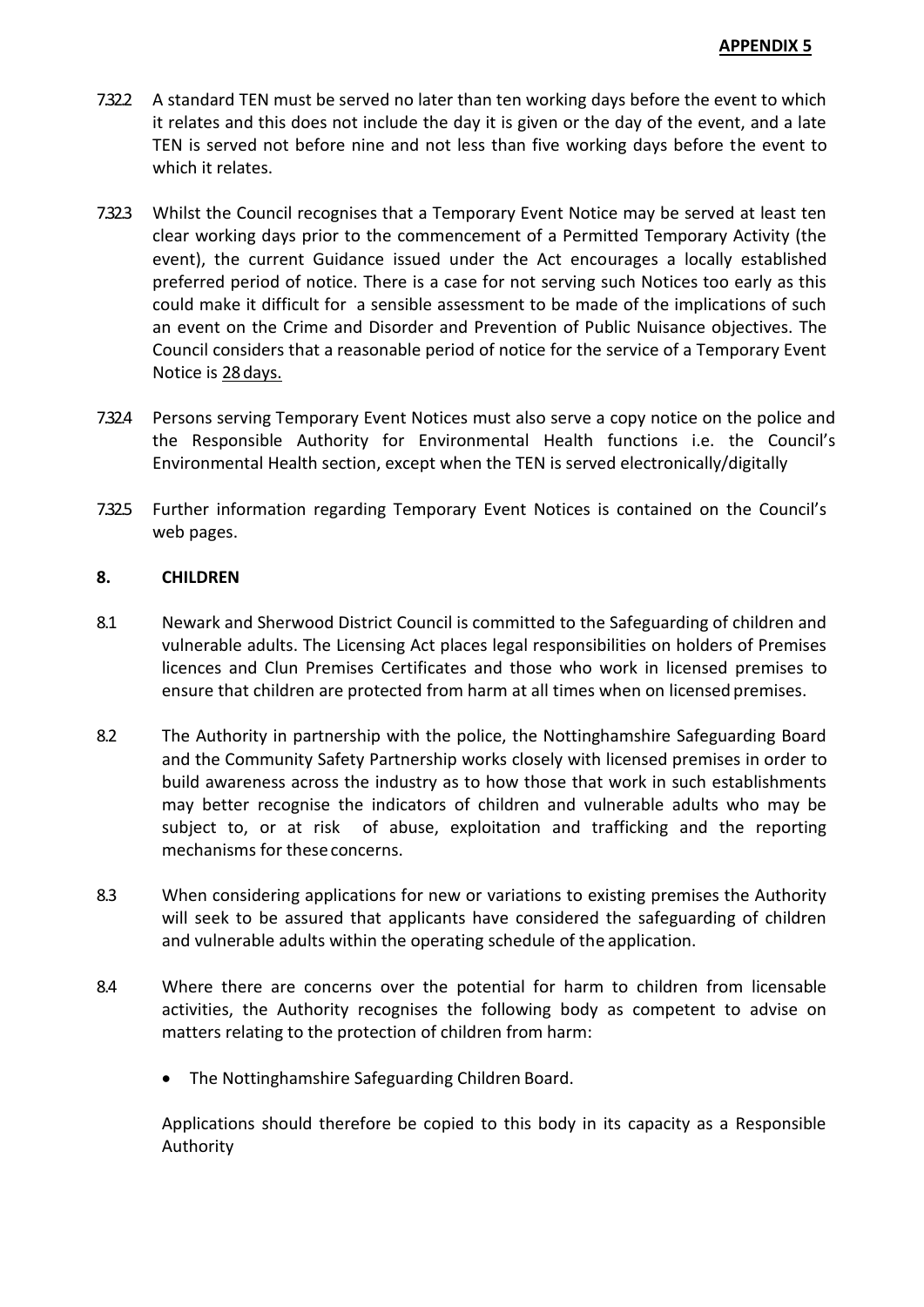**APPENDIX 5**

7.32.2 A standard TEN must be served no later than ten working days before the event to which it relates and this does not include the day it is given or the day of the event, and a late TEN is served not before nine and not less than five working days before the event to which it relates.

7.32.3 Whilst the Council recognises that a Temporary Event Notice may be served at least ten clear working days prior to the commencement of a Permitted Temporary Activity (the event), the current Guidance issued under the Act encourages a locally established preferred period of notice. There is a case for not serving such Notices too early as this could make it difficult for a sensible assessment to be made of the implications of such an event on the Crime and Disorder and Prevention of Public Nuisance objectives. The Council considers that a reasonable period of notice for the service of a Temporary Event Notice is 28 days.

7.32.4 Persons serving Temporary Event Notices must also serve a copy notice on the police and the Responsible Authority for Environmental Health functions i.e. the Council's Environmental Health section, except when the TEN is served electronically/digitally

7.32.5 Further information regarding Temporary Event Notices is contained on the Council's web pages.

## 8. CHILDREN

8.1 Newark and Sherwood District Council is committed to the Safeguarding of children and vulnerable adults. The Licensing Act places legal responsibilities on holders of Premises licences and Clun Premises Certificates and those who work in licensed premises to ensure that children are protected from harm at all times when on licensed premises.

8.2 The Authority in partnership with the police, the Nottinghamshire Safeguarding Board and the Community Safety Partnership works closely with licensed premises in order to build awareness across the industry as to how those that work in such establishments may better recognise the indicators of children and vulnerable adults who may be subject to, or at risk of abuse, exploitation and trafficking and the reporting mechanisms for these concerns.

8.3 When considering applications for new or variations to existing premises the Authority will seek to be assured that applicants have considered the safeguarding of children and vulnerable adults within the operating schedule of the application.

8.4 Where there are concerns over the potential for harm to children from licensable activities, the Authority recognises the following body as competent to advise on matters relating to the protection of children from harm:

- The Nottinghamshire Safeguarding Children Board.

Applications should therefore be copied to this body in its capacity as a Responsible Authority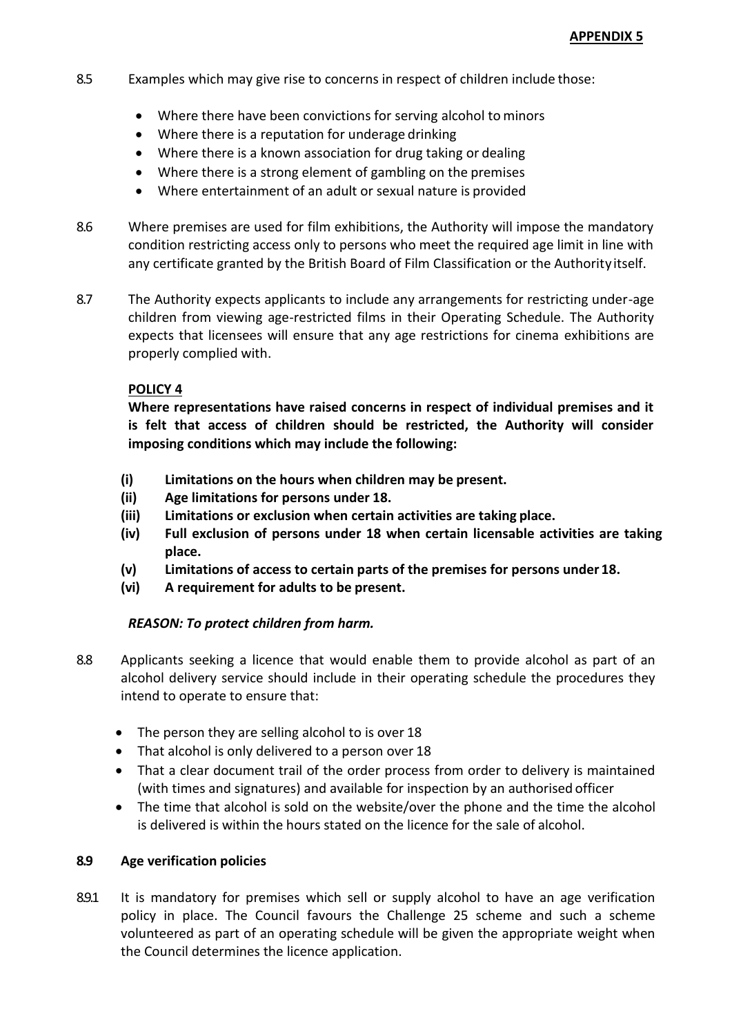**APPENDIX 5**

8.5 Examples which may give rise to concerns in respect of children include those:

- Where there have been convictions for serving alcohol to minors
- Where there is a reputation for underage drinking
- Where there is a known association for drug taking or dealing
- Where there is a strong element of gambling on the premises
- Where entertainment of an adult or sexual nature is provided

8.6 Where premises are used for film exhibitions, the Authority will impose the mandatory condition restricting access only to persons who meet the required age limit in line with any certificate granted by the British Board of Film Classification or the Authority itself.

8.7 The Authority expects applicants to include any arrangements for restricting under-age children from viewing age-restricted films in their Operating Schedule. The Authority expects that licensees will ensure that any age restrictions for cinema exhibitions are properly complied with.

**POLICY 4**

**Where representations have raised concerns in respect of individual premises and it is felt that access of children should be restricted, the Authority will consider imposing conditions which may include the following:**

**(i) Limitations on the hours when children may be present.**
**(ii) Age limitations for persons under 18.**
**(iii) Limitations or exclusion when certain activities are taking place.**
**(iv) Full exclusion of persons under 18 when certain licensable activities are taking place.**
**(v) Limitations of access to certain parts of the premises for persons under 18.**
**(vi) A requirement for adults to be present.**

***REASON: To protect children from harm.***

8.8 Applicants seeking a licence that would enable them to provide alcohol as part of an alcohol delivery service should include in their operating schedule the procedures they intend to operate to ensure that:

- The person they are selling alcohol to is over 18
- That alcohol is only delivered to a person over 18
- That a clear document trail of the order process from order to delivery is maintained (with times and signatures) and available for inspection by an authorised officer
- The time that alcohol is sold on the website/over the phone and the time the alcohol is delivered is within the hours stated on the licence for the sale of alcohol.

**8.9 Age verification policies**

8.9.1 It is mandatory for premises which sell or supply alcohol to have an age verification policy in place. The Council favours the Challenge 25 scheme and such a scheme volunteered as part of an operating schedule will be given the appropriate weight when the Council determines the licence application.